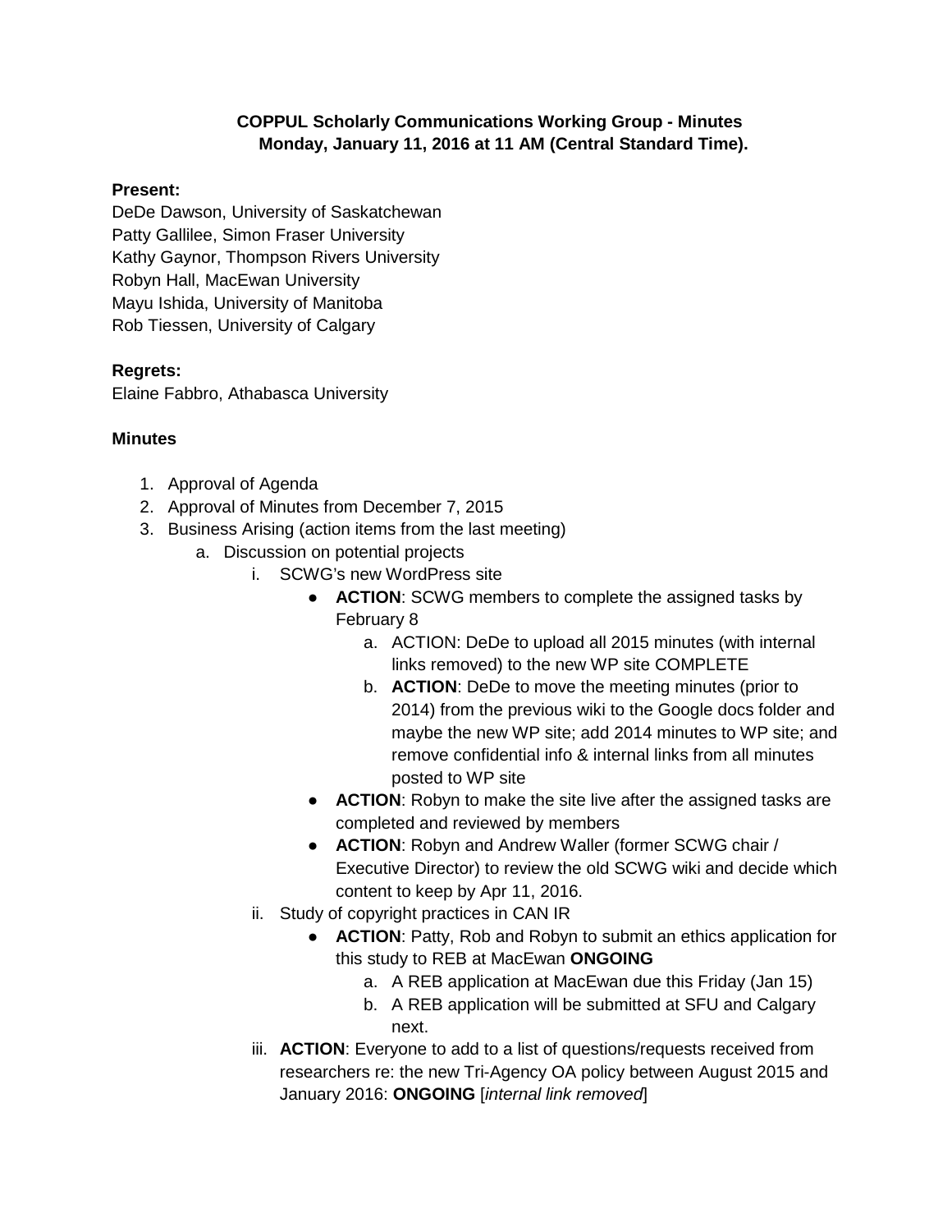**COPPUL Scholarly Communications Working Group - Minutes**
**Monday, January 11, 2016 at 11 AM (Central Standard Time).**

**Present:**
DeDe Dawson, University of Saskatchewan
Patty Gallilee, Simon Fraser University
Kathy Gaynor, Thompson Rivers University
Robyn Hall, MacEwan University
Mayu Ishida, University of Manitoba
Rob Tiessen, University of Calgary

**Regrets:**
Elaine Fabbro, Athabasca University

**Minutes**

1. Approval of Agenda
2. Approval of Minutes from December 7, 2015
3. Business Arising (action items from the last meeting)
   a. Discussion on potential projects
      i. SCWG's new WordPress site
         - **ACTION**: SCWG members to complete the assigned tasks by February 8
            a. ACTION: DeDe to upload all 2015 minutes (with internal links removed) to the new WP site COMPLETE
            b. **ACTION**: DeDe to move the meeting minutes (prior to 2014) from the previous wiki to the Google docs folder and maybe the new WP site; add 2014 minutes to WP site; and remove confidential info & internal links from all minutes posted to WP site
         - **ACTION**: Robyn to make the site live after the assigned tasks are completed and reviewed by members
         - **ACTION**: Robyn and Andrew Waller (former SCWG chair / Executive Director) to review the old SCWG wiki and decide which content to keep by Apr 11, 2016.
      ii. Study of copyright practices in CAN IR
         - **ACTION**: Patty, Rob and Robyn to submit an ethics application for this study to REB at MacEwan **ONGOING**
            a. A REB application at MacEwan due this Friday (Jan 15)
            b. A REB application will be submitted at SFU and Calgary next.
      iii. **ACTION**: Everyone to add to a list of questions/requests received from researchers re: the new Tri-Agency OA policy between August 2015 and January 2016: **ONGOING** [*internal link removed*]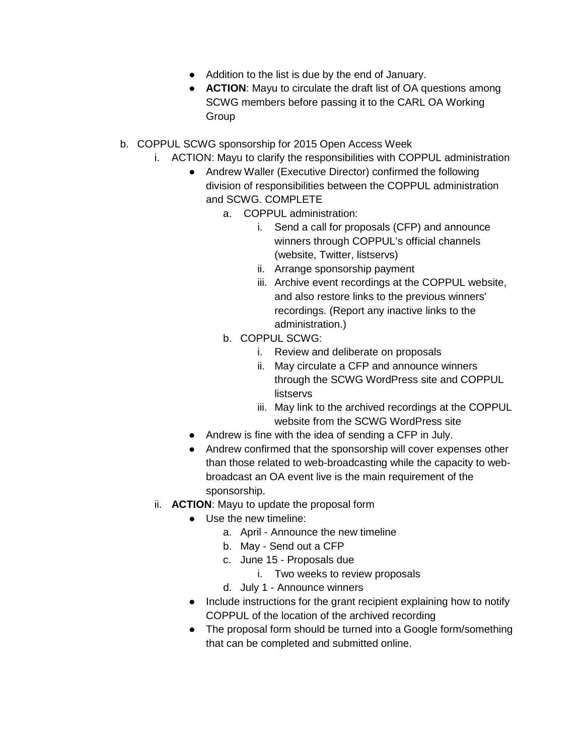- Addition to the list is due by the end of January.
- **ACTION**: Mayu to circulate the draft list of OA questions among SCWG members before passing it to the CARL OA Working Group

b. COPPUL SCWG sponsorship for 2015 Open Access Week

    i. ACTION: Mayu to clarify the responsibilities with COPPUL administration

    - Andrew Waller (Executive Director) confirmed the following division of responsibilities between the COPPUL administration and SCWG. COMPLETE
        a. COPPUL administration:
            i. Send a call for proposals (CFP) and announce winners through COPPUL's official channels (website, Twitter, listservs)
            ii. Arrange sponsorship payment
            iii. Archive event recordings at the COPPUL website, and also restore links to the previous winners' recordings. (Report any inactive links to the administration.)
        b. COPPUL SCWG:
            i. Review and deliberate on proposals
            ii. May circulate a CFP and announce winners through the SCWG WordPress site and COPPUL listservs
            iii. May link to the archived recordings at the COPPUL website from the SCWG WordPress site
    - Andrew is fine with the idea of sending a CFP in July.
    - Andrew confirmed that the sponsorship will cover expenses other than those related to web-broadcasting while the capacity to web-broadcast an OA event live is the main requirement of the sponsorship.

    ii. **ACTION**: Mayu to update the proposal form

    - Use the new timeline:
        a. April - Announce the new timeline
        b. May - Send out a CFP
        c. June 15 - Proposals due
            i. Two weeks to review proposals
        d. July 1 - Announce winners
    - Include instructions for the grant recipient explaining how to notify COPPUL of the location of the archived recording
    - The proposal form should be turned into a Google form/something that can be completed and submitted online.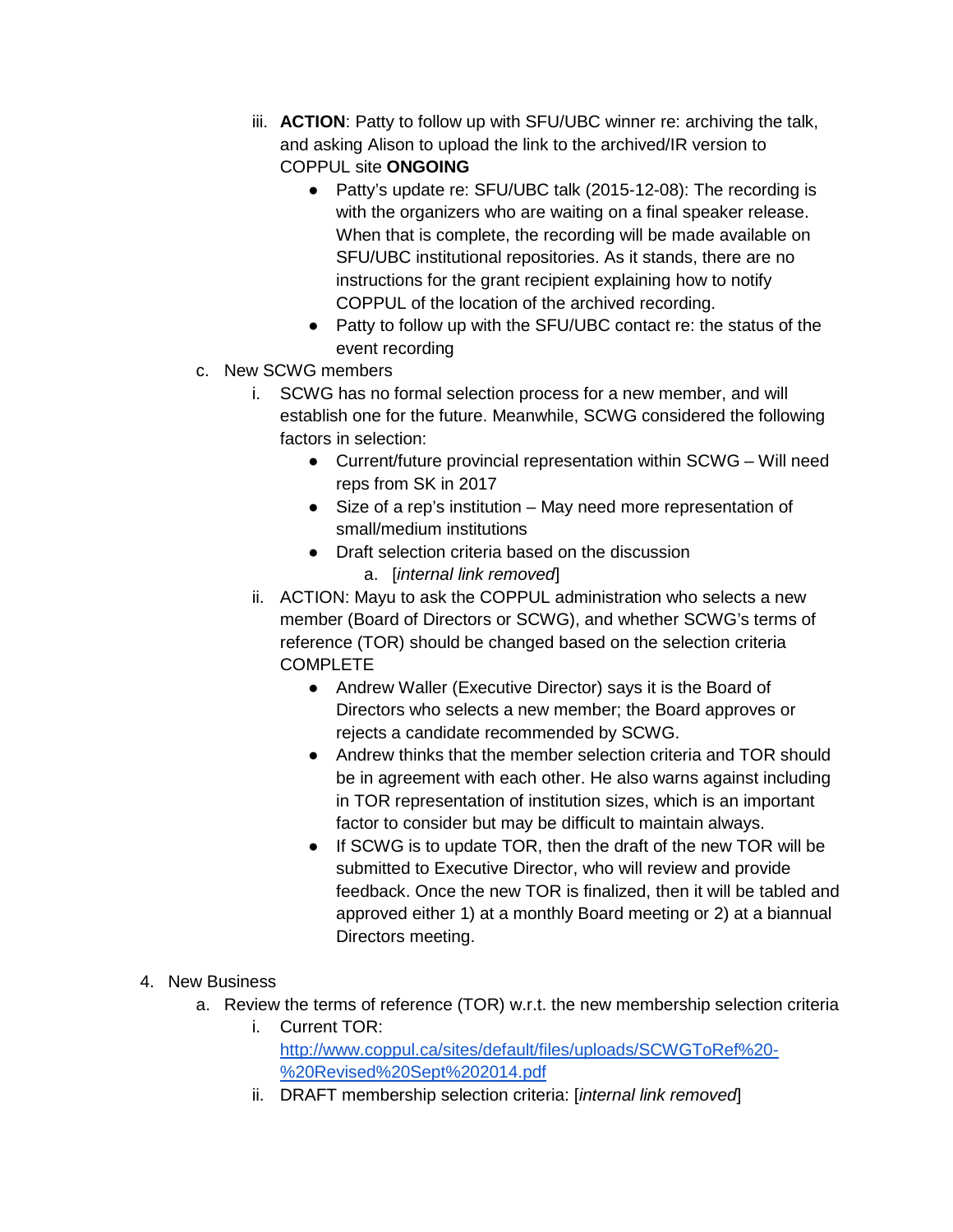iii. **ACTION**: Patty to follow up with SFU/UBC winner re: archiving the talk, and asking Alison to upload the link to the archived/IR version to COPPUL site **ONGOING**
      - Patty's update re: SFU/UBC talk (2015-12-08): The recording is with the organizers who are waiting on a final speaker release. When that is complete, the recording will be made available on SFU/UBC institutional repositories. As it stands, there are no instructions for the grant recipient explaining how to notify COPPUL of the location of the archived recording.
      - Patty to follow up with the SFU/UBC contact re: the status of the event recording

c. New SCWG members
   i. SCWG has no formal selection process for a new member, and will establish one for the future. Meanwhile, SCWG considered the following factors in selection:
      - Current/future provincial representation within SCWG – Will need reps from SK in 2017
      - Size of a rep's institution – May need more representation of small/medium institutions
      - Draft selection criteria based on the discussion
         a. [*internal link removed*]
   ii. ACTION: Mayu to ask the COPPUL administration who selects a new member (Board of Directors or SCWG), and whether SCWG's terms of reference (TOR) should be changed based on the selection criteria COMPLETE
      - Andrew Waller (Executive Director) says it is the Board of Directors who selects a new member; the Board approves or rejects a candidate recommended by SCWG.
      - Andrew thinks that the member selection criteria and TOR should be in agreement with each other. He also warns against including in TOR representation of institution sizes, which is an important factor to consider but may be difficult to maintain always.
      - If SCWG is to update TOR, then the draft of the new TOR will be submitted to Executive Director, who will review and provide feedback. Once the new TOR is finalized, then it will be tabled and approved either 1) at a monthly Board meeting or 2) at a biannual Directors meeting.

4. New Business
   a. Review the terms of reference (TOR) w.r.t. the new membership selection criteria
      i. Current TOR: [http://www.coppul.ca/sites/default/files/uploads/SCWGToRef%20-%20Revised%20Sept%202014.pdf](http://www.coppul.ca/sites/default/files/uploads/SCWGToRef%20-%20Revised%20Sept%202014.pdf)
      ii. DRAFT membership selection criteria: [*internal link removed*]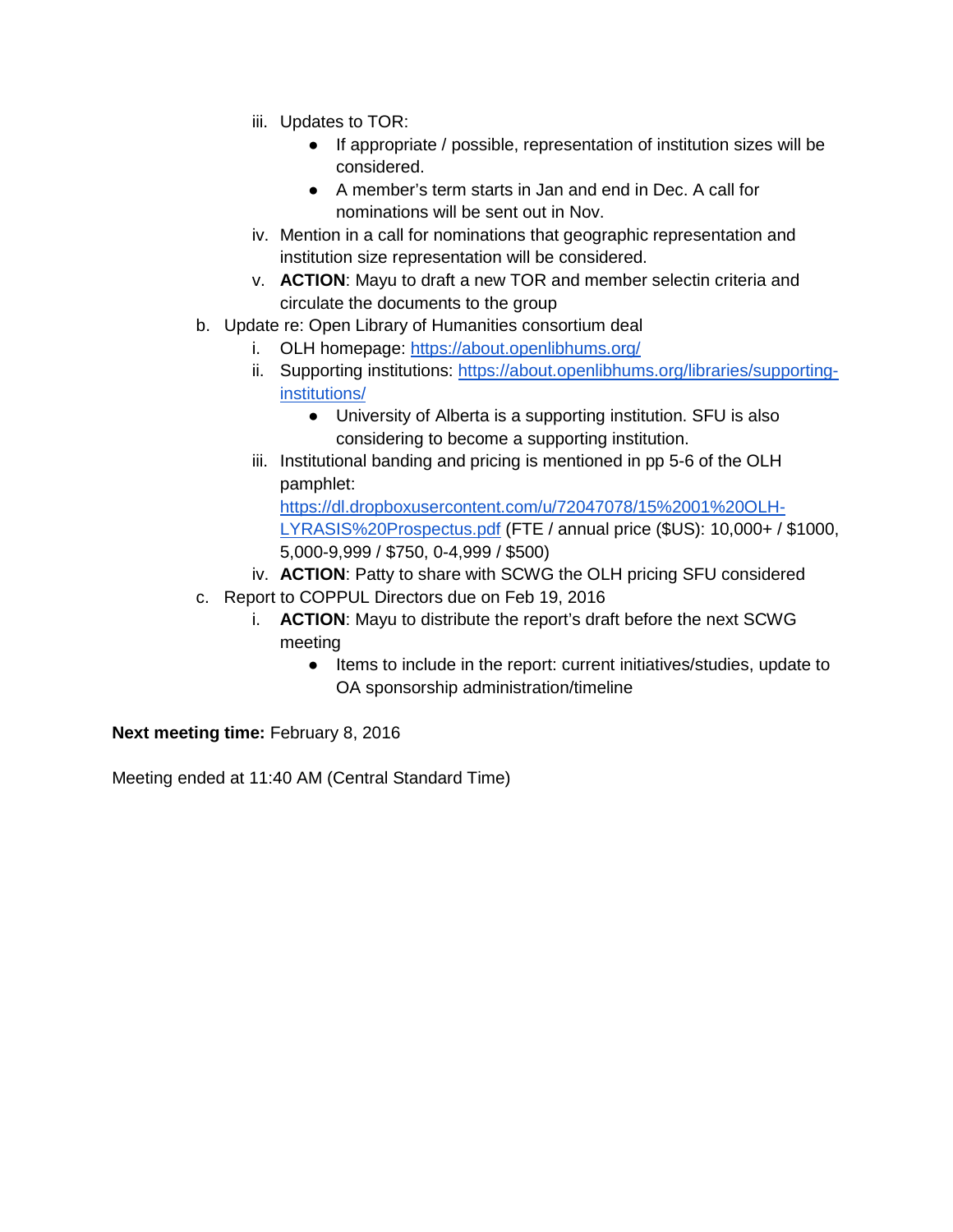iii. Updates to TOR:
      - If appropriate / possible, representation of institution sizes will be considered.
      - A member's term starts in Jan and end in Dec. A call for nominations will be sent out in Nov.
   iv. Mention in a call for nominations that geographic representation and institution size representation will be considered.
   v. **ACTION**: Mayu to draft a new TOR and member selectin criteria and circulate the documents to the group

b. Update re: Open Library of Humanities consortium deal
   i. OLH homepage: [https://about.openlibhums.org/](https://about.openlibhums.org/)
   ii. Supporting institutions: [https://about.openlibhums.org/libraries/supporting-institutions/](https://about.openlibhums.org/libraries/supporting-institutions/)
      - University of Alberta is a supporting institution. SFU is also considering to become a supporting institution.
   iii. Institutional banding and pricing is mentioned in pp 5-6 of the OLH pamphlet: [https://dl.dropboxusercontent.com/u/72047078/15%2001%20OLH-LYRASIS%20Prospectus.pdf](https://dl.dropboxusercontent.com/u/72047078/15%2001%20OLH-LYRASIS%20Prospectus.pdf) (FTE / annual price ($US): 10,000+ / $1000, 5,000-9,999 / $750, 0-4,999 / $500)
   iv. **ACTION**: Patty to share with SCWG the OLH pricing SFU considered

c. Report to COPPUL Directors due on Feb 19, 2016
   i. **ACTION**: Mayu to distribute the report's draft before the next SCWG meeting
      - Items to include in the report: current initiatives/studies, update to OA sponsorship administration/timeline

**Next meeting time:** February 8, 2016

Meeting ended at 11:40 AM (Central Standard Time)